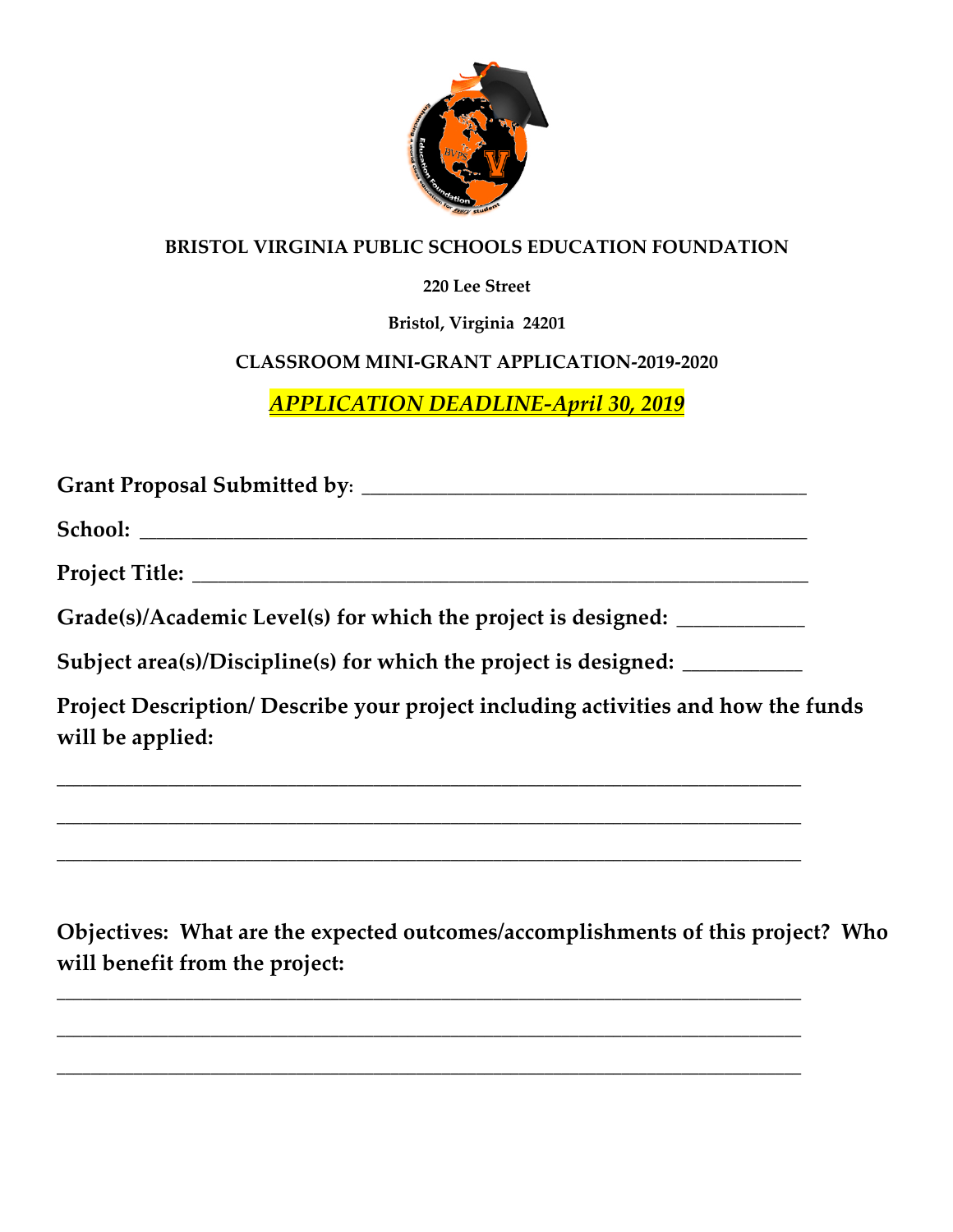**BRISTOL VIRGINIA PUBLIC SCHOOLS EDUCATION FOUNDATION**

**220 Lee Street**

**Bristol, Virginia 24201**

**CLASSROOM MINI-GRANT APPLICATION-2019-2020**

***APPLICATION DEADLINE-April 30, 2019***

**Grant Proposal Submitted by**: ________________________________________

**School:** ____________________________________________________________

**Project Title:** _______________________________________________________

**Grade(s)/Academic Level(s) for which the project is designed:** ___________

**Subject area(s)/Discipline(s) for which the project is designed:** __________

**Project Description/ Describe your project including activities and how the funds will be applied:**

___________________________________________________________________

___________________________________________________________________

___________________________________________________________________

**Objectives: What are the expected outcomes/accomplishments of this project? Who will benefit from the project:**

___________________________________________________________________

___________________________________________________________________

___________________________________________________________________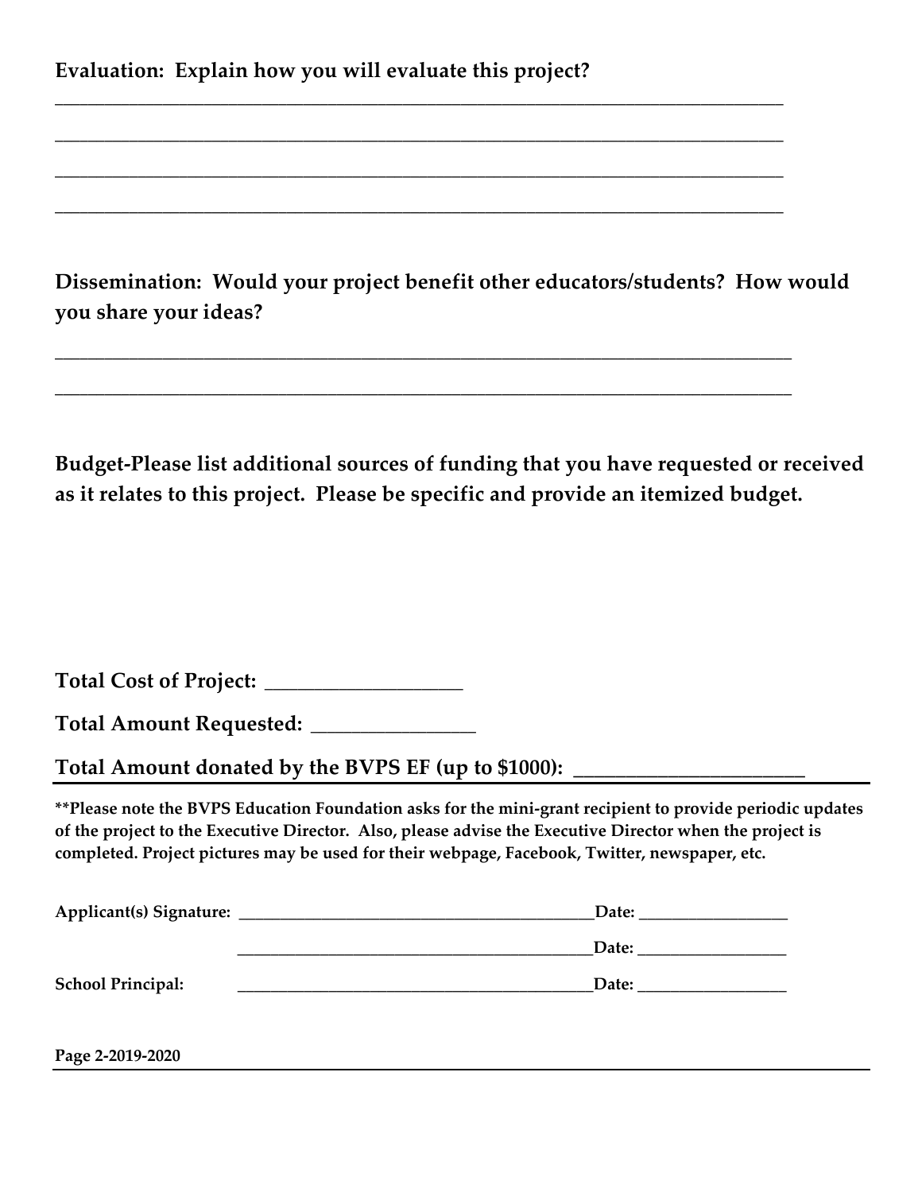**Evaluation: Explain how you will evaluate this project?**

______________________________________________________________________________

______________________________________________________________________________

______________________________________________________________________________

______________________________________________________________________________

**Dissemination: Would your project benefit other educators/students? How would you share your ideas?**

______________________________________________________________________________

______________________________________________________________________________

**Budget-Please list additional sources of funding that you have requested or received as it relates to this project. Please be specific and provide an itemized budget.**

**Total Cost of Project:** ___________________

**Total Amount Requested:** ________________

**Total Amount donated by the BVPS EF (up to $1000):** ______________________

**\*\*Please note the BVPS Education Foundation asks for the mini-grant recipient to provide periodic updates of the project to the Executive Director. Also, please advise the Executive Director when the project is completed. Project pictures may be used for their webpage, Facebook, Twitter, newspaper, etc.**

**Applicant(s) Signature:** ____________________________________________**Date:** __________________

____________________________________________**Date:** __________________

**School Principal:** ____________________________________________**Date:** __________________

**Page 2-2019-2020**